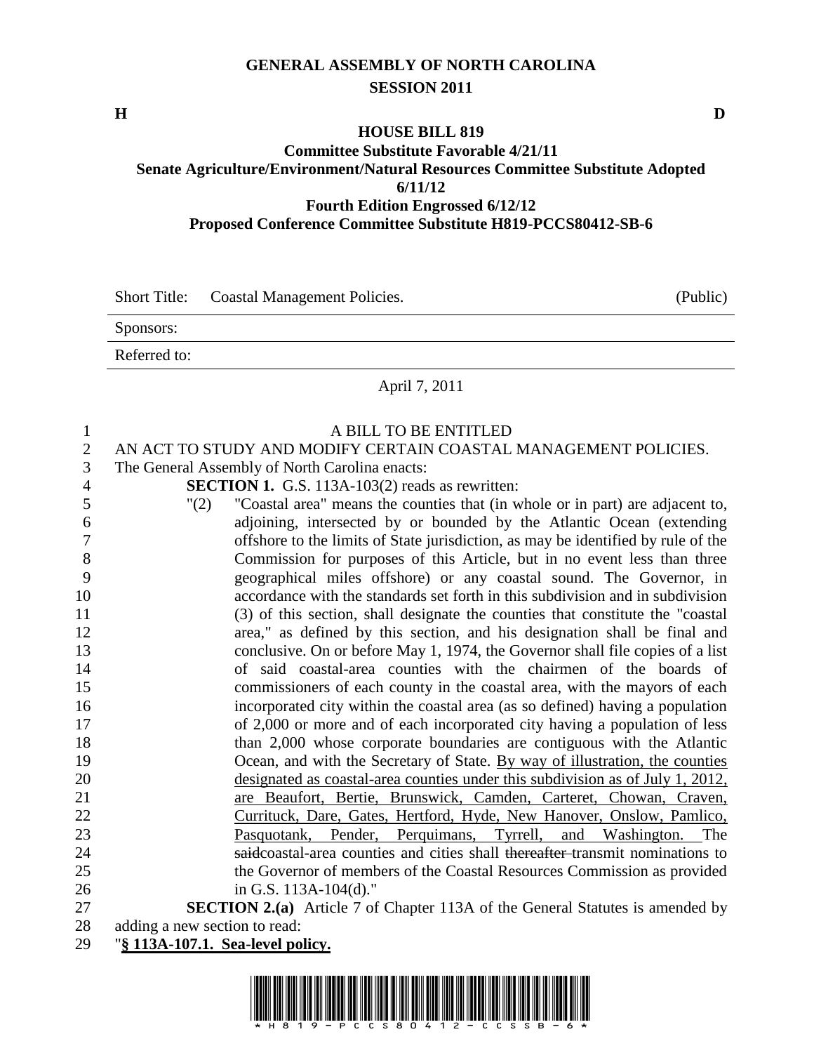# GENERAL ASSEMBLY OF NORTH CAROLINA
## SESSION 2011

**H** **D**

### HOUSE BILL 819
**Committee Substitute Favorable 4/21/11**
**Senate Agriculture/Environment/Natural Resources Committee Substitute Adopted 6/11/12**
**Fourth Edition Engrossed 6/12/12**
**Proposed Conference Committee Substitute H819-PCCS80412-SB-6**

| Short Title: | Coastal Management Policies. | (Public) |
|---|---|---|
| Sponsors: | | |
| Referred to: | | |

April 7, 2011

A BILL TO BE ENTITLED

AN ACT TO STUDY AND MODIFY CERTAIN COASTAL MANAGEMENT POLICIES.

The General Assembly of North Carolina enacts:

**SECTION 1.** G.S. 113A-103(2) reads as rewritten:

"(2) "Coastal area" means the counties that (in whole or in part) are adjacent to, adjoining, intersected by or bounded by the Atlantic Ocean (extending offshore to the limits of State jurisdiction, as may be identified by rule of the Commission for purposes of this Article, but in no event less than three geographical miles offshore) or any coastal sound. The Governor, in accordance with the standards set forth in this subdivision and in subdivision (3) of this section, shall designate the counties that constitute the "coastal area," as defined by this section, and his designation shall be final and conclusive. On or before May 1, 1974, the Governor shall file copies of a list of said coastal-area counties with the chairmen of the boards of commissioners of each county in the coastal area, with the mayors of each incorporated city within the coastal area (as so defined) having a population of 2,000 or more and of each incorporated city having a population of less than 2,000 whose corporate boundaries are contiguous with the Atlantic Ocean, and with the Secretary of State. <u>By way of illustration, the counties designated as coastal-area counties under this subdivision as of July 1, 2012, are Beaufort, Bertie, Brunswick, Camden, Carteret, Chowan, Craven, Currituck, Dare, Gates, Hertford, Hyde, New Hanover, Onslow, Pamlico, Pasquotank, Pender, Perquimans, Tyrrell, and Washington.</u> The ~~said~~coastal-area counties and cities shall ~~thereafter~~ transmit nominations to the Governor of members of the Coastal Resources Commission as provided in G.S. 113A-104(d)."

**SECTION 2.(a)** Article 7 of Chapter 113A of the General Statutes is amended by adding a new section to read:

"**<u>§ 113A-107.1. Sea-level policy.</u>**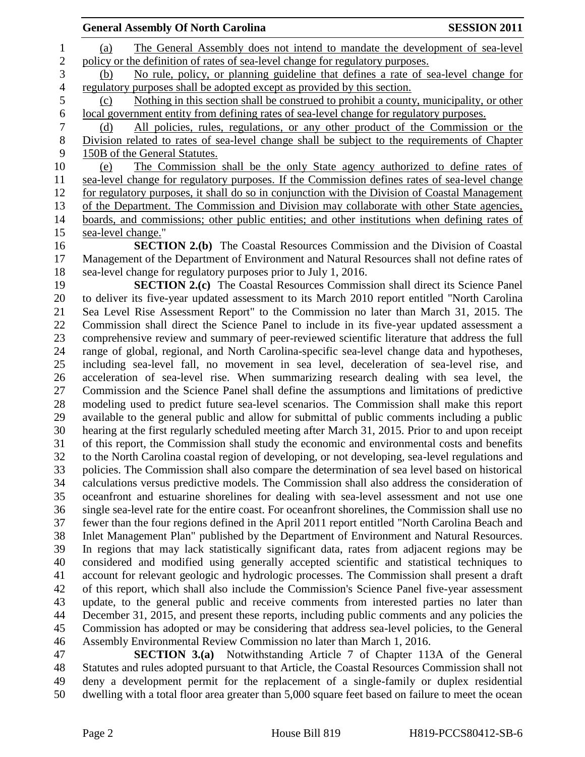(a) The General Assembly does not intend to mandate the development of sea-level policy or the definition of rates of sea-level change for regulatory purposes.

(b) No rule, policy, or planning guideline that defines a rate of sea-level change for regulatory purposes shall be adopted except as provided by this section.

(c) Nothing in this section shall be construed to prohibit a county, municipality, or other local government entity from defining rates of sea-level change for regulatory purposes.

(d) All policies, rules, regulations, or any other product of the Commission or the Division related to rates of sea-level change shall be subject to the requirements of Chapter 150B of the General Statutes.

(e) The Commission shall be the only State agency authorized to define rates of sea-level change for regulatory purposes. If the Commission defines rates of sea-level change for regulatory purposes, it shall do so in conjunction with the Division of Coastal Management of the Department. The Commission and Division may collaborate with other State agencies, boards, and commissions; other public entities; and other institutions when defining rates of sea-level change."

**SECTION 2.(b)** The Coastal Resources Commission and the Division of Coastal Management of the Department of Environment and Natural Resources shall not define rates of sea-level change for regulatory purposes prior to July 1, 2016.

**SECTION 2.(c)** The Coastal Resources Commission shall direct its Science Panel to deliver its five-year updated assessment to its March 2010 report entitled "North Carolina Sea Level Rise Assessment Report" to the Commission no later than March 31, 2015. The Commission shall direct the Science Panel to include in its five-year updated assessment a comprehensive review and summary of peer-reviewed scientific literature that address the full range of global, regional, and North Carolina-specific sea-level change data and hypotheses, including sea-level fall, no movement in sea level, deceleration of sea-level rise, and acceleration of sea-level rise. When summarizing research dealing with sea level, the Commission and the Science Panel shall define the assumptions and limitations of predictive modeling used to predict future sea-level scenarios. The Commission shall make this report available to the general public and allow for submittal of public comments including a public hearing at the first regularly scheduled meeting after March 31, 2015. Prior to and upon receipt of this report, the Commission shall study the economic and environmental costs and benefits to the North Carolina coastal region of developing, or not developing, sea-level regulations and policies. The Commission shall also compare the determination of sea level based on historical calculations versus predictive models. The Commission shall also address the consideration of oceanfront and estuarine shorelines for dealing with sea-level assessment and not use one single sea-level rate for the entire coast. For oceanfront shorelines, the Commission shall use no fewer than the four regions defined in the April 2011 report entitled "North Carolina Beach and Inlet Management Plan" published by the Department of Environment and Natural Resources. In regions that may lack statistically significant data, rates from adjacent regions may be considered and modified using generally accepted scientific and statistical techniques to account for relevant geologic and hydrologic processes. The Commission shall present a draft of this report, which shall also include the Commission's Science Panel five-year assessment update, to the general public and receive comments from interested parties no later than December 31, 2015, and present these reports, including public comments and any policies the Commission has adopted or may be considering that address sea-level policies, to the General Assembly Environmental Review Commission no later than March 1, 2016.

**SECTION 3.(a)** Notwithstanding Article 7 of Chapter 113A of the General Statutes and rules adopted pursuant to that Article, the Coastal Resources Commission shall not deny a development permit for the replacement of a single-family or duplex residential dwelling with a total floor area greater than 5,000 square feet based on failure to meet the ocean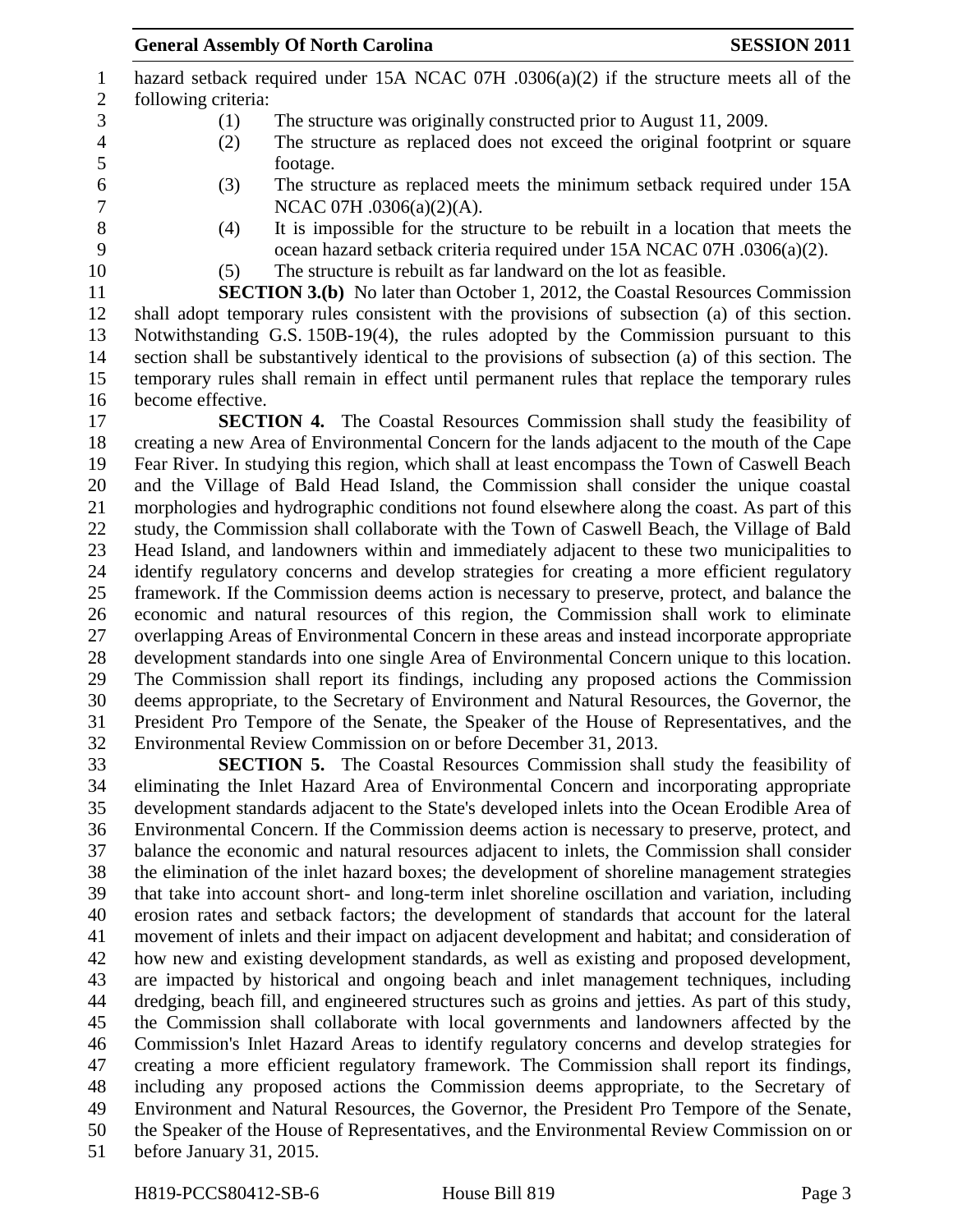hazard setback required under 15A NCAC 07H .0306(a)(2) if the structure meets all of the following criteria:

(1) The structure was originally constructed prior to August 11, 2009.
(2) The structure as replaced does not exceed the original footprint or square footage.
(3) The structure as replaced meets the minimum setback required under 15A NCAC 07H .0306(a)(2)(A).
(4) It is impossible for the structure to be rebuilt in a location that meets the ocean hazard setback criteria required under 15A NCAC 07H .0306(a)(2).
(5) The structure is rebuilt as far landward on the lot as feasible.

**SECTION 3.(b)** No later than October 1, 2012, the Coastal Resources Commission shall adopt temporary rules consistent with the provisions of subsection (a) of this section. Notwithstanding G.S. 150B-19(4), the rules adopted by the Commission pursuant to this section shall be substantively identical to the provisions of subsection (a) of this section. The temporary rules shall remain in effect until permanent rules that replace the temporary rules become effective.

**SECTION 4.** The Coastal Resources Commission shall study the feasibility of creating a new Area of Environmental Concern for the lands adjacent to the mouth of the Cape Fear River. In studying this region, which shall at least encompass the Town of Caswell Beach and the Village of Bald Head Island, the Commission shall consider the unique coastal morphologies and hydrographic conditions not found elsewhere along the coast. As part of this study, the Commission shall collaborate with the Town of Caswell Beach, the Village of Bald Head Island, and landowners within and immediately adjacent to these two municipalities to identify regulatory concerns and develop strategies for creating a more efficient regulatory framework. If the Commission deems action is necessary to preserve, protect, and balance the economic and natural resources of this region, the Commission shall work to eliminate overlapping Areas of Environmental Concern in these areas and instead incorporate appropriate development standards into one single Area of Environmental Concern unique to this location. The Commission shall report its findings, including any proposed actions the Commission deems appropriate, to the Secretary of Environment and Natural Resources, the Governor, the President Pro Tempore of the Senate, the Speaker of the House of Representatives, and the Environmental Review Commission on or before December 31, 2013.

**SECTION 5.** The Coastal Resources Commission shall study the feasibility of eliminating the Inlet Hazard Area of Environmental Concern and incorporating appropriate development standards adjacent to the State's developed inlets into the Ocean Erodible Area of Environmental Concern. If the Commission deems action is necessary to preserve, protect, and balance the economic and natural resources adjacent to inlets, the Commission shall consider the elimination of the inlet hazard boxes; the development of shoreline management strategies that take into account short- and long-term inlet shoreline oscillation and variation, including erosion rates and setback factors; the development of standards that account for the lateral movement of inlets and their impact on adjacent development and habitat; and consideration of how new and existing development standards, as well as existing and proposed development, are impacted by historical and ongoing beach and inlet management techniques, including dredging, beach fill, and engineered structures such as groins and jetties. As part of this study, the Commission shall collaborate with local governments and landowners affected by the Commission's Inlet Hazard Areas to identify regulatory concerns and develop strategies for creating a more efficient regulatory framework. The Commission shall report its findings, including any proposed actions the Commission deems appropriate, to the Secretary of Environment and Natural Resources, the Governor, the President Pro Tempore of the Senate, the Speaker of the House of Representatives, and the Environmental Review Commission on or before January 31, 2015.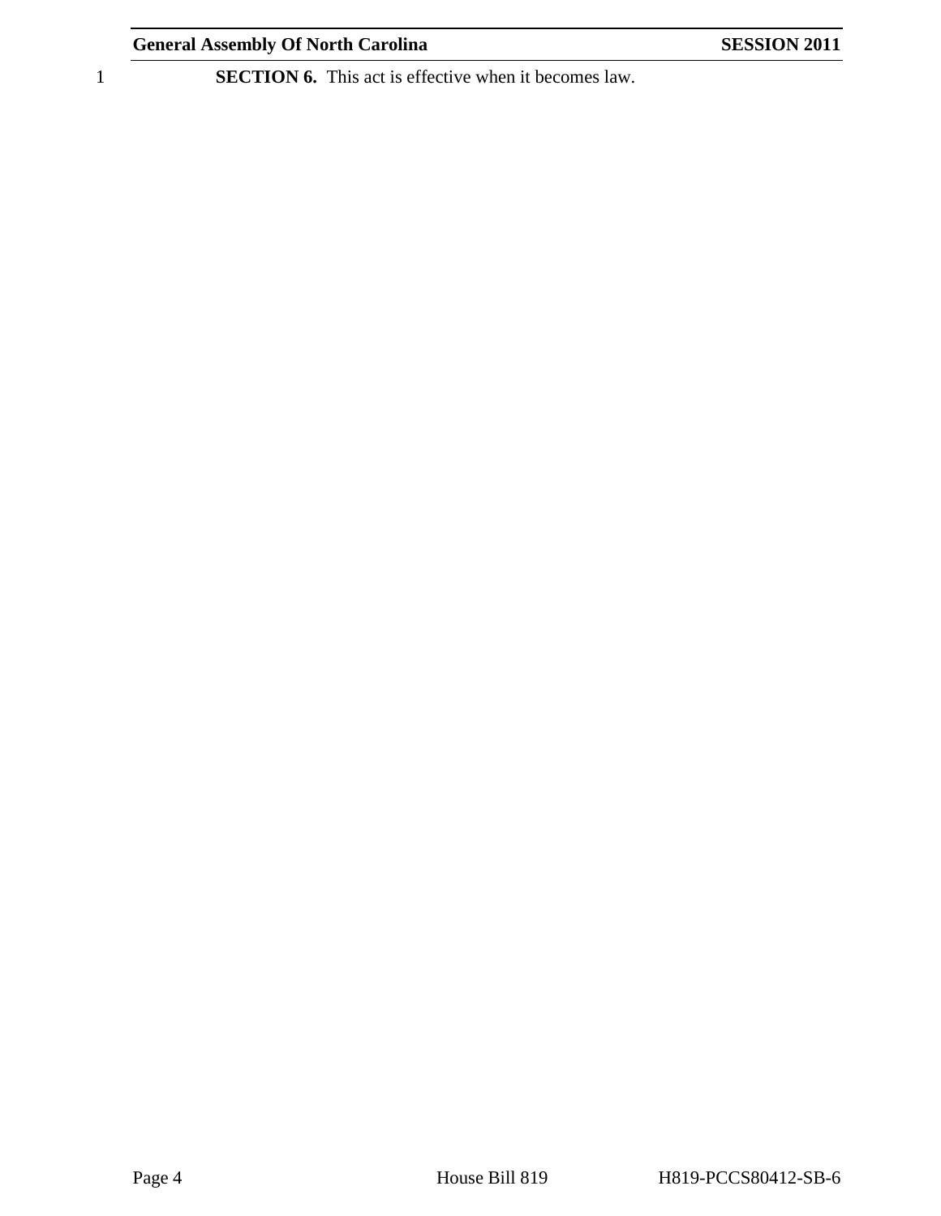**SECTION 6.** This act is effective when it becomes law.